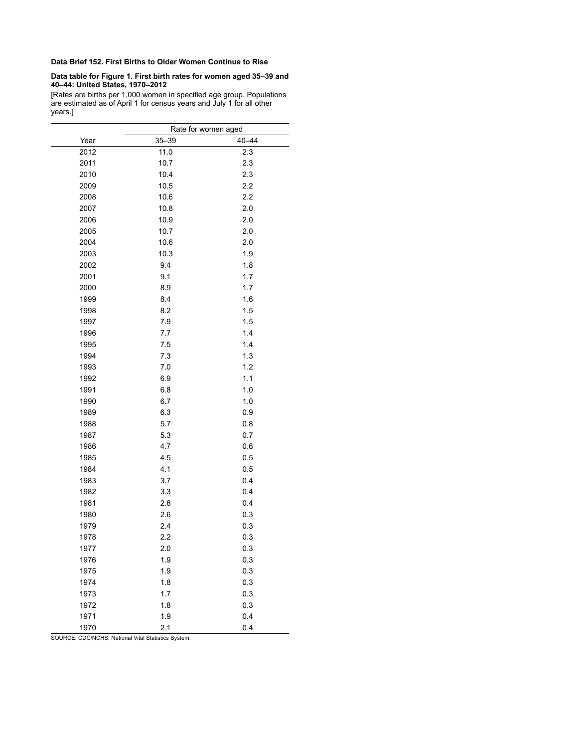**Data Brief 152. First Births to Older Women Continue to Rise**

**Data table for Figure 1. First birth rates for women aged 35–39 and 40–44: United States, 1970–2012**

[Rates are births per 1,000 women in specified age group. Populations are estimated as of April 1 for census years and July 1 for all other years.]

| | Rate for women aged | |
|---|---|---|
| Year | 35–39 | 40–44 |
| 2012 | 11.0 | 2.3 |
| 2011 | 10.7 | 2.3 |
| 2010 | 10.4 | 2.3 |
| 2009 | 10.5 | 2.2 |
| 2008 | 10.6 | 2.2 |
| 2007 | 10.8 | 2.0 |
| 2006 | 10.9 | 2.0 |
| 2005 | 10.7 | 2.0 |
| 2004 | 10.6 | 2.0 |
| 2003 | 10.3 | 1.9 |
| 2002 | 9.4 | 1.8 |
| 2001 | 9.1 | 1.7 |
| 2000 | 8.9 | 1.7 |
| 1999 | 8.4 | 1.6 |
| 1998 | 8.2 | 1.5 |
| 1997 | 7.9 | 1.5 |
| 1996 | 7.7 | 1.4 |
| 1995 | 7.5 | 1.4 |
| 1994 | 7.3 | 1.3 |
| 1993 | 7.0 | 1.2 |
| 1992 | 6.9 | 1.1 |
| 1991 | 6.8 | 1.0 |
| 1990 | 6.7 | 1.0 |
| 1989 | 6.3 | 0.9 |
| 1988 | 5.7 | 0.8 |
| 1987 | 5.3 | 0.7 |
| 1986 | 4.7 | 0.6 |
| 1985 | 4.5 | 0.5 |
| 1984 | 4.1 | 0.5 |
| 1983 | 3.7 | 0.4 |
| 1982 | 3.3 | 0.4 |
| 1981 | 2.8 | 0.4 |
| 1980 | 2.6 | 0.3 |
| 1979 | 2.4 | 0.3 |
| 1978 | 2.2 | 0.3 |
| 1977 | 2.0 | 0.3 |
| 1976 | 1.9 | 0.3 |
| 1975 | 1.9 | 0.3 |
| 1974 | 1.8 | 0.3 |
| 1973 | 1.7 | 0.3 |
| 1972 | 1.8 | 0.3 |
| 1971 | 1.9 | 0.4 |
| 1970 | 2.1 | 0.4 |

SOURCE: CDC/NCHS, National Vital Statistics System.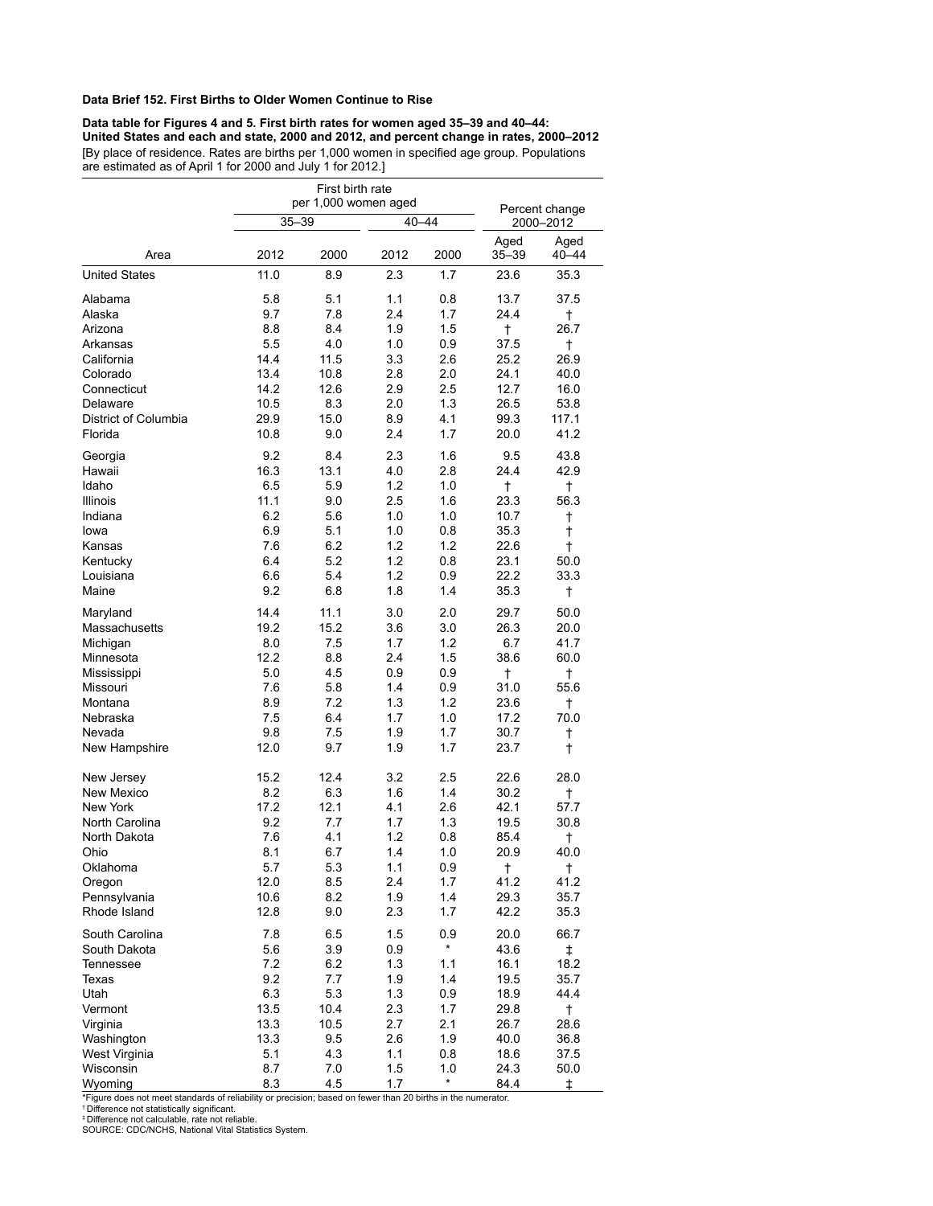**Data Brief 152. First Births to Older Women Continue to Rise**

**Data table for Figures 4 and 5. First birth rates for women aged 35–39 and 40–44: United States and each and state, 2000 and 2012, and percent change in rates, 2000–2012**

[By place of residence. Rates are births per 1,000 women in specified age group. Populations are estimated as of April 1 for 2000 and July 1 for 2012.]

| | First birth rate per 1,000 women aged | | | | Percent change 2000–2012 | |
|---|---|---|---|---|---|---|
| | 35–39 | | 40–44 | | | |
| Area | 2012 | 2000 | 2012 | 2000 | Aged 35–39 | Aged 40–44 |
| United States | 11.0 | 8.9 | 2.3 | 1.7 | 23.6 | 35.3 |
| Alabama | 5.8 | 5.1 | 1.1 | 0.8 | 13.7 | 37.5 |
| Alaska | 9.7 | 7.8 | 2.4 | 1.7 | 24.4 | † |
| Arizona | 8.8 | 8.4 | 1.9 | 1.5 | † | 26.7 |
| Arkansas | 5.5 | 4.0 | 1.0 | 0.9 | 37.5 | † |
| California | 14.4 | 11.5 | 3.3 | 2.6 | 25.2 | 26.9 |
| Colorado | 13.4 | 10.8 | 2.8 | 2.0 | 24.1 | 40.0 |
| Connecticut | 14.2 | 12.6 | 2.9 | 2.5 | 12.7 | 16.0 |
| Delaware | 10.5 | 8.3 | 2.0 | 1.3 | 26.5 | 53.8 |
| District of Columbia | 29.9 | 15.0 | 8.9 | 4.1 | 99.3 | 117.1 |
| Florida | 10.8 | 9.0 | 2.4 | 1.7 | 20.0 | 41.2 |
| Georgia | 9.2 | 8.4 | 2.3 | 1.6 | 9.5 | 43.8 |
| Hawaii | 16.3 | 13.1 | 4.0 | 2.8 | 24.4 | 42.9 |
| Idaho | 6.5 | 5.9 | 1.2 | 1.0 | † | † |
| Illinois | 11.1 | 9.0 | 2.5 | 1.6 | 23.3 | 56.3 |
| Indiana | 6.2 | 5.6 | 1.0 | 1.0 | 10.7 | † |
| Iowa | 6.9 | 5.1 | 1.0 | 0.8 | 35.3 | † |
| Kansas | 7.6 | 6.2 | 1.2 | 1.2 | 22.6 | † |
| Kentucky | 6.4 | 5.2 | 1.2 | 0.8 | 23.1 | 50.0 |
| Louisiana | 6.6 | 5.4 | 1.2 | 0.9 | 22.2 | 33.3 |
| Maine | 9.2 | 6.8 | 1.8 | 1.4 | 35.3 | † |
| Maryland | 14.4 | 11.1 | 3.0 | 2.0 | 29.7 | 50.0 |
| Massachusetts | 19.2 | 15.2 | 3.6 | 3.0 | 26.3 | 20.0 |
| Michigan | 8.0 | 7.5 | 1.7 | 1.2 | 6.7 | 41.7 |
| Minnesota | 12.2 | 8.8 | 2.4 | 1.5 | 38.6 | 60.0 |
| Mississippi | 5.0 | 4.5 | 0.9 | 0.9 | † | † |
| Missouri | 7.6 | 5.8 | 1.4 | 0.9 | 31.0 | 55.6 |
| Montana | 8.9 | 7.2 | 1.3 | 1.2 | 23.6 | † |
| Nebraska | 7.5 | 6.4 | 1.7 | 1.0 | 17.2 | 70.0 |
| Nevada | 9.8 | 7.5 | 1.9 | 1.7 | 30.7 | † |
| New Hampshire | 12.0 | 9.7 | 1.9 | 1.7 | 23.7 | † |
| New Jersey | 15.2 | 12.4 | 3.2 | 2.5 | 22.6 | 28.0 |
| New Mexico | 8.2 | 6.3 | 1.6 | 1.4 | 30.2 | † |
| New York | 17.2 | 12.1 | 4.1 | 2.6 | 42.1 | 57.7 |
| North Carolina | 9.2 | 7.7 | 1.7 | 1.3 | 19.5 | 30.8 |
| North Dakota | 7.6 | 4.1 | 1.2 | 0.8 | 85.4 | † |
| Ohio | 8.1 | 6.7 | 1.4 | 1.0 | 20.9 | 40.0 |
| Oklahoma | 5.7 | 5.3 | 1.1 | 0.9 | † | † |
| Oregon | 12.0 | 8.5 | 2.4 | 1.7 | 41.2 | 41.2 |
| Pennsylvania | 10.6 | 8.2 | 1.9 | 1.4 | 29.3 | 35.7 |
| Rhode Island | 12.8 | 9.0 | 2.3 | 1.7 | 42.2 | 35.3 |
| South Carolina | 7.8 | 6.5 | 1.5 | 0.9 | 20.0 | 66.7 |
| South Dakota | 5.6 | 3.9 | 0.9 | * | 43.6 | ‡ |
| Tennessee | 7.2 | 6.2 | 1.3 | 1.1 | 16.1 | 18.2 |
| Texas | 9.2 | 7.7 | 1.9 | 1.4 | 19.5 | 35.7 |
| Utah | 6.3 | 5.3 | 1.3 | 0.9 | 18.9 | 44.4 |
| Vermont | 13.5 | 10.4 | 2.3 | 1.7 | 29.8 | † |
| Virginia | 13.3 | 10.5 | 2.7 | 2.1 | 26.7 | 28.6 |
| Washington | 13.3 | 9.5 | 2.6 | 1.9 | 40.0 | 36.8 |
| West Virginia | 5.1 | 4.3 | 1.1 | 0.8 | 18.6 | 37.5 |
| Wisconsin | 8.7 | 7.0 | 1.5 | 1.0 | 24.3 | 50.0 |
| Wyoming | 8.3 | 4.5 | 1.7 | * | 84.4 | ‡ |

*Figure does not meet standards of reliability or precision; based on fewer than 20 births in the numerator.

† Difference not statistically significant.

‡ Difference not calculable, rate not reliable.

SOURCE: CDC/NCHS, National Vital Statistics System.